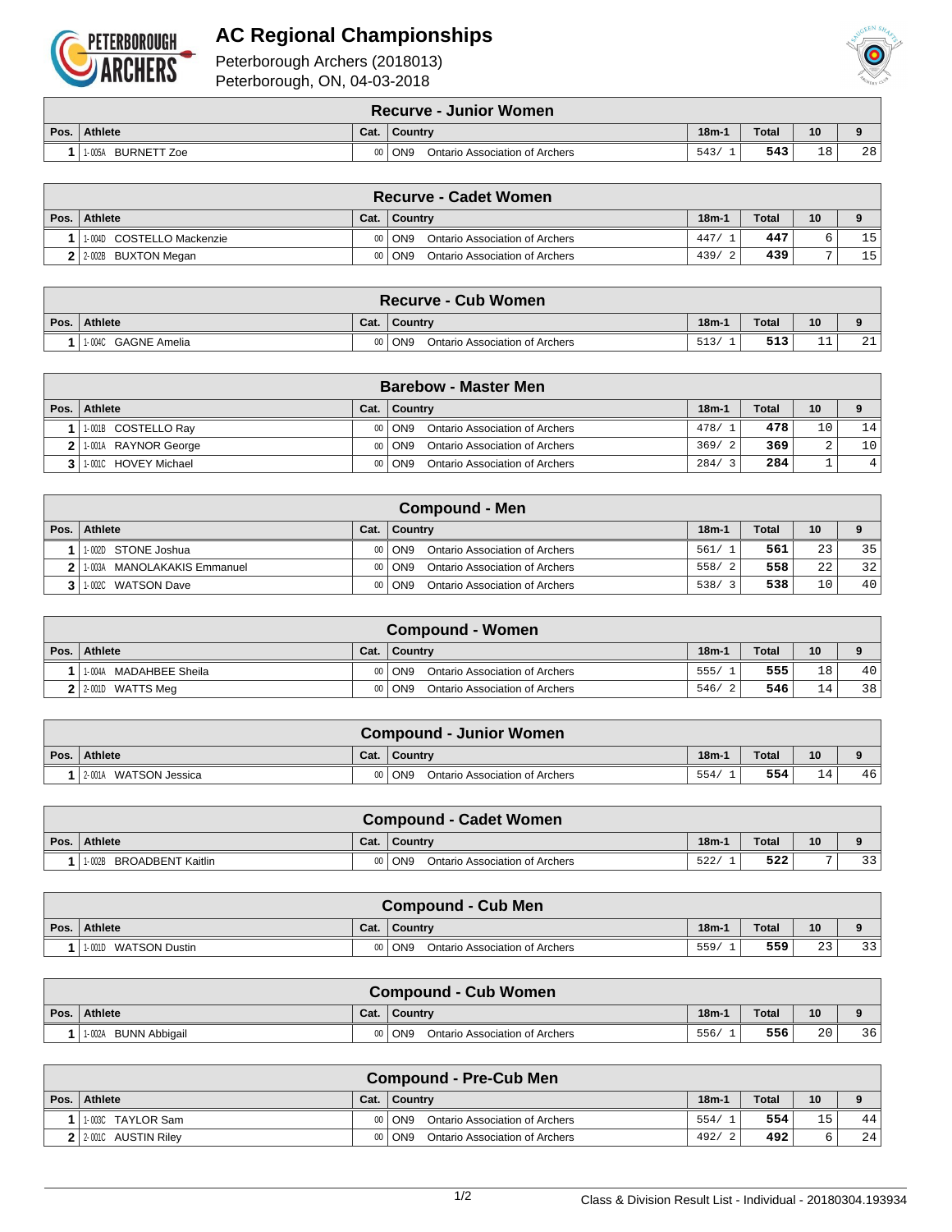# AC Regional Championships

Peterborough Archers (2018013)
Peterborough, ON, 04-03-2018

## Recurve - Junior Women

| Pos. | Athlete | Cat. | Country | 18m-1 | Total | 10 | 9 |
|---|---|---|---|---|---|---|---|
| 1 | 1-005A BURNETT Zoe | 00 | ON9 Ontario Association of Archers | 543/ 1 | 543 | 18 | 28 |

## Recurve - Cadet Women

| Pos. | Athlete | Cat. | Country | 18m-1 | Total | 10 | 9 |
|---|---|---|---|---|---|---|---|
| 1 | 1-004D COSTELLO Mackenzie | 00 | ON9 Ontario Association of Archers | 447/ 1 | 447 | 6 | 15 |
| 2 | 2-002B BUXTON Megan | 00 | ON9 Ontario Association of Archers | 439/ 2 | 439 | 7 | 15 |

## Recurve - Cub Women

| Pos. | Athlete | Cat. | Country | 18m-1 | Total | 10 | 9 |
|---|---|---|---|---|---|---|---|
| 1 | 1-004C GAGNE Amelia | 00 | ON9 Ontario Association of Archers | 513/ 1 | 513 | 11 | 21 |

## Barebow - Master Men

| Pos. | Athlete | Cat. | Country | 18m-1 | Total | 10 | 9 |
|---|---|---|---|---|---|---|---|
| 1 | 1-001B COSTELLO Ray | 00 | ON9 Ontario Association of Archers | 478/ 1 | 478 | 10 | 14 |
| 2 | 1-001A RAYNOR George | 00 | ON9 Ontario Association of Archers | 369/ 2 | 369 | 2 | 10 |
| 3 | 1-001C HOVEY Michael | 00 | ON9 Ontario Association of Archers | 284/ 3 | 284 | 1 | 4 |

## Compound - Men

| Pos. | Athlete | Cat. | Country | 18m-1 | Total | 10 | 9 |
|---|---|---|---|---|---|---|---|
| 1 | 1-002D STONE Joshua | 00 | ON9 Ontario Association of Archers | 561/ 1 | 561 | 23 | 35 |
| 2 | 1-003A MANOLAKAKIS Emmanuel | 00 | ON9 Ontario Association of Archers | 558/ 2 | 558 | 22 | 32 |
| 3 | 1-002C WATSON Dave | 00 | ON9 Ontario Association of Archers | 538/ 3 | 538 | 10 | 40 |

## Compound - Women

| Pos. | Athlete | Cat. | Country | 18m-1 | Total | 10 | 9 |
|---|---|---|---|---|---|---|---|
| 1 | 1-004A MADAHBEE Sheila | 00 | ON9 Ontario Association of Archers | 555/ 1 | 555 | 18 | 40 |
| 2 | 2-001D WATTS Meg | 00 | ON9 Ontario Association of Archers | 546/ 2 | 546 | 14 | 38 |

## Compound - Junior Women

| Pos. | Athlete | Cat. | Country | 18m-1 | Total | 10 | 9 |
|---|---|---|---|---|---|---|---|
| 1 | 2-001A WATSON Jessica | 00 | ON9 Ontario Association of Archers | 554/ 1 | 554 | 14 | 46 |

## Compound - Cadet Women

| Pos. | Athlete | Cat. | Country | 18m-1 | Total | 10 | 9 |
|---|---|---|---|---|---|---|---|
| 1 | 1-002B BROADBENT Kaitlin | 00 | ON9 Ontario Association of Archers | 522/ 1 | 522 | 7 | 33 |

## Compound - Cub Men

| Pos. | Athlete | Cat. | Country | 18m-1 | Total | 10 | 9 |
|---|---|---|---|---|---|---|---|
| 1 | 1-001D WATSON Dustin | 00 | ON9 Ontario Association of Archers | 559/ 1 | 559 | 23 | 33 |

## Compound - Cub Women

| Pos. | Athlete | Cat. | Country | 18m-1 | Total | 10 | 9 |
|---|---|---|---|---|---|---|---|
| 1 | 1-002A BUNN Abbigail | 00 | ON9 Ontario Association of Archers | 556/ 1 | 556 | 20 | 36 |

## Compound - Pre-Cub Men

| Pos. | Athlete | Cat. | Country | 18m-1 | Total | 10 | 9 |
|---|---|---|---|---|---|---|---|
| 1 | 1-003C TAYLOR Sam | 00 | ON9 Ontario Association of Archers | 554/ 1 | 554 | 15 | 44 |
| 2 | 2-001C AUSTIN Riley | 00 | ON9 Ontario Association of Archers | 492/ 2 | 492 | 6 | 24 |

Class & Division Result List - Individual - 20180304.193934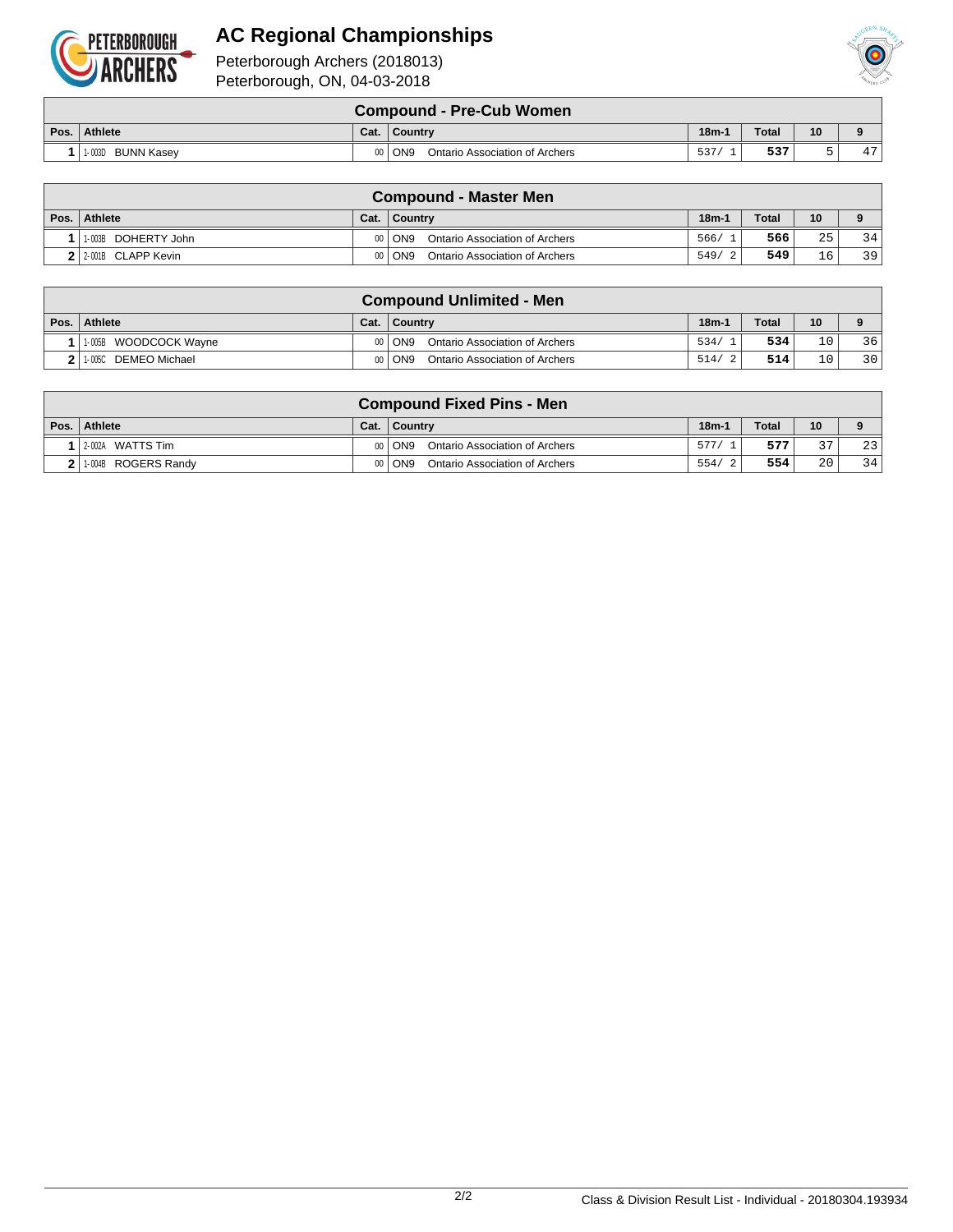# AC Regional Championships

Peterborough Archers (2018013)
Peterborough, ON, 04-03-2018

## Compound - Pre-Cub Women

| Pos. | Athlete | Cat. | Country | 18m-1 | Total | 10 | 9 |
|---|---|---|---|---|---|---|---|
| 1 | 1-003D BUNN Kasey | 00 | ON9 Ontario Association of Archers | 537/ 1 | **537** | 5 | 47 |

## Compound - Master Men

| Pos. | Athlete | Cat. | Country | 18m-1 | Total | 10 | 9 |
|---|---|---|---|---|---|---|---|
| 1 | 1-003B DOHERTY John | 00 | ON9 Ontario Association of Archers | 566/ 1 | **566** | 25 | 34 |
| 2 | 2-001B CLAPP Kevin | 00 | ON9 Ontario Association of Archers | 549/ 2 | **549** | 16 | 39 |

## Compound Unlimited - Men

| Pos. | Athlete | Cat. | Country | 18m-1 | Total | 10 | 9 |
|---|---|---|---|---|---|---|---|
| 1 | 1-005B WOODCOCK Wayne | 00 | ON9 Ontario Association of Archers | 534/ 1 | **534** | 10 | 36 |
| 2 | 1-005C DEMEO Michael | 00 | ON9 Ontario Association of Archers | 514/ 2 | **514** | 10 | 30 |

## Compound Fixed Pins - Men

| Pos. | Athlete | Cat. | Country | 18m-1 | Total | 10 | 9 |
|---|---|---|---|---|---|---|---|
| 1 | 2-002A WATTS Tim | 00 | ON9 Ontario Association of Archers | 577/ 1 | **577** | 37 | 23 |
| 2 | 1-004B ROGERS Randy | 00 | ON9 Ontario Association of Archers | 554/ 2 | **554** | 20 | 34 |

Class & Division Result List - Individual - 20180304.193934